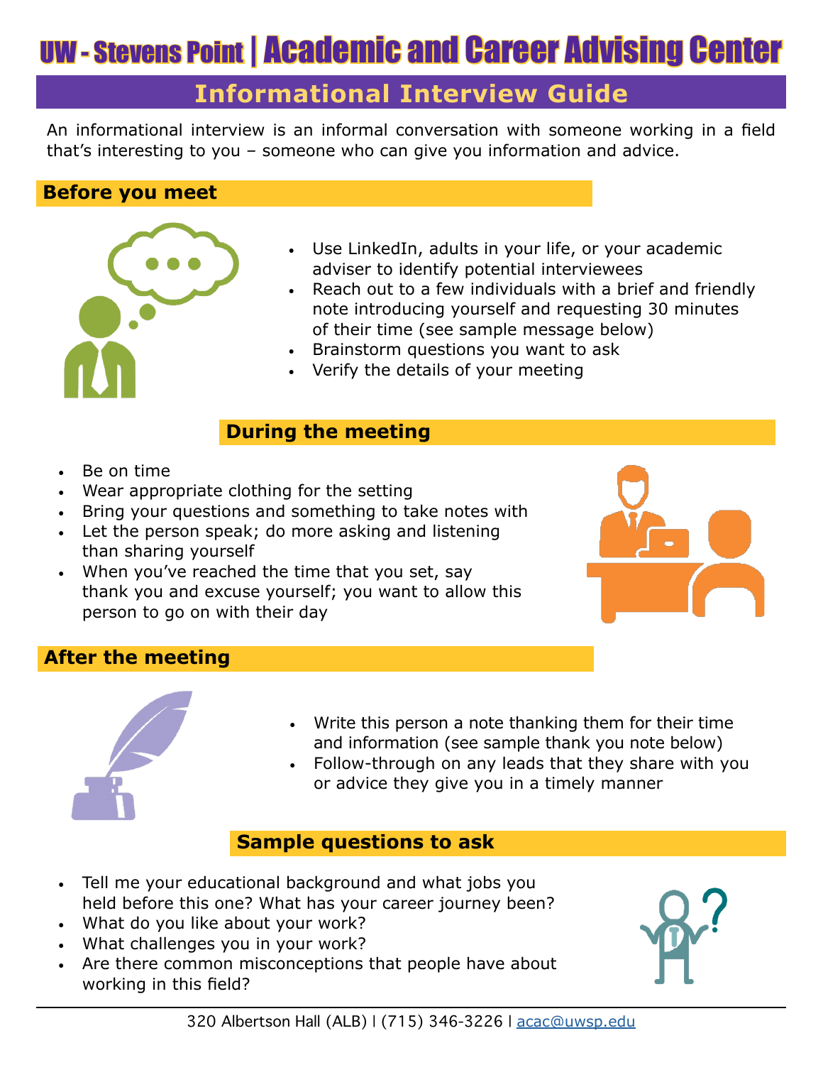# UW - Stevens Point | Academic and Career Advising Center

## Informational Interview Guide

An informational interview is an informal conversation with someone working in a field that's interesting to you – someone who can give you information and advice.

### Before you meet

- Use LinkedIn, adults in your life, or your academic adviser to identify potential interviewees
- Reach out to a few individuals with a brief and friendly note introducing yourself and requesting 30 minutes of their time (see sample message below)
- Brainstorm questions you want to ask
- Verify the details of your meeting

### During the meeting

- Be on time
- Wear appropriate clothing for the setting
- Bring your questions and something to take notes with
- Let the person speak; do more asking and listening than sharing yourself
- When you've reached the time that you set, say thank you and excuse yourself; you want to allow this person to go on with their day

### After the meeting

- Write this person a note thanking them for their time and information (see sample thank you note below)
- Follow-through on any leads that they share with you or advice they give you in a timely manner

### Sample questions to ask

- Tell me your educational background and what jobs you held before this one? What has your career journey been?
- What do you like about your work?
- What challenges you in your work?
- Are there common misconceptions that people have about working in this field?

320 Albertson Hall (ALB) | (715) 346-3226 | acac@uwsp.edu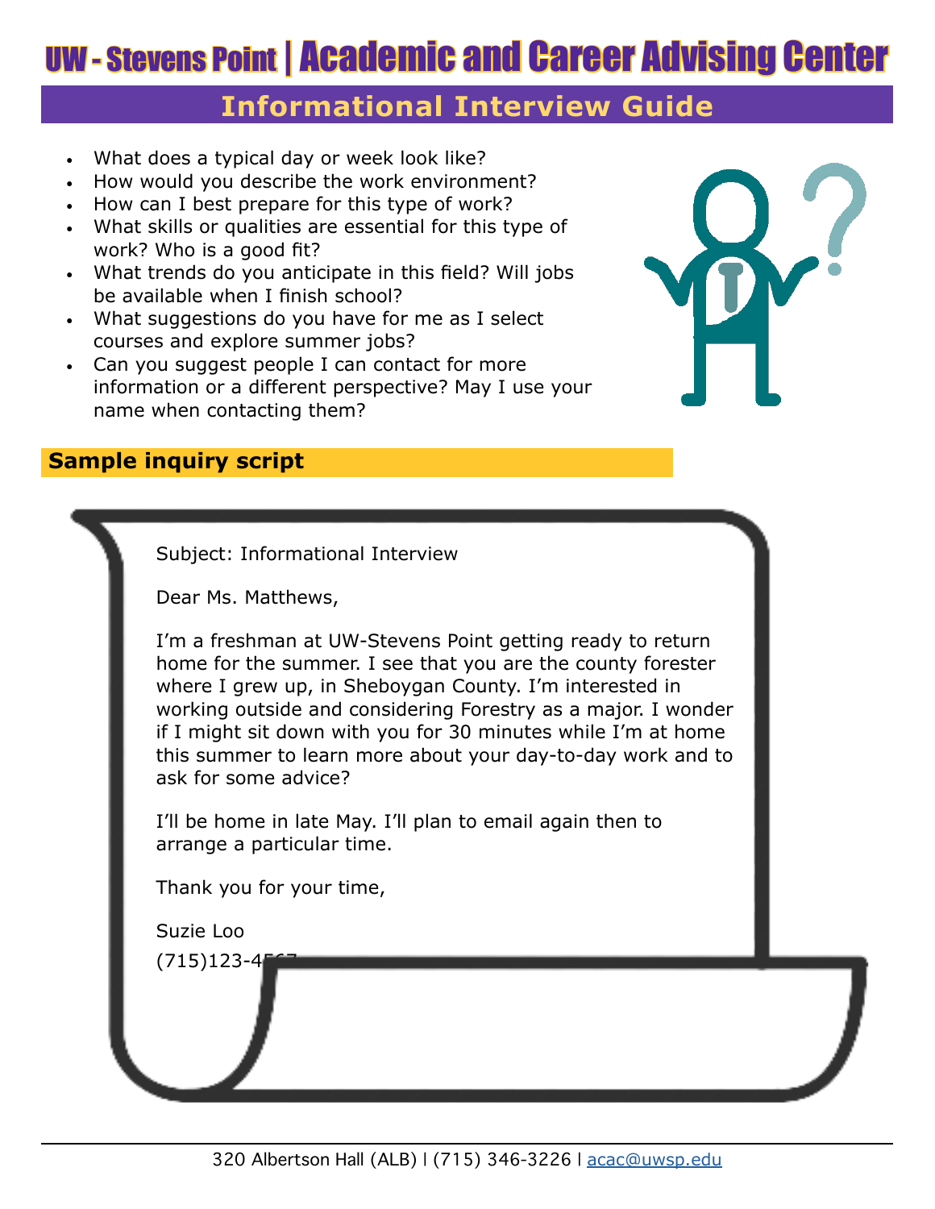# UW - Stevens Point | Academic and Career Advising Center

## Informational Interview Guide

- What does a typical day or week look like?
- How would you describe the work environment?
- How can I best prepare for this type of work?
- What skills or qualities are essential for this type of work? Who is a good fit?
- What trends do you anticipate in this field? Will jobs be available when I finish school?
- What suggestions do you have for me as I select courses and explore summer jobs?
- Can you suggest people I can contact for more information or a different perspective? May I use your name when contacting them?

### Sample inquiry script

Subject: Informational Interview

Dear Ms. Matthews,

I'm a freshman at UW-Stevens Point getting ready to return home for the summer. I see that you are the county forester where I grew up, in Sheboygan County. I'm interested in working outside and considering Forestry as a major. I wonder if I might sit down with you for 30 minutes while I'm at home this summer to learn more about your day-to-day work and to ask for some advice?

I'll be home in late May. I'll plan to email again then to arrange a particular time.

Thank you for your time,

Suzie Loo

(715)123-4567

320 Albertson Hall (ALB) | (715) 346-3226 | acac@uwsp.edu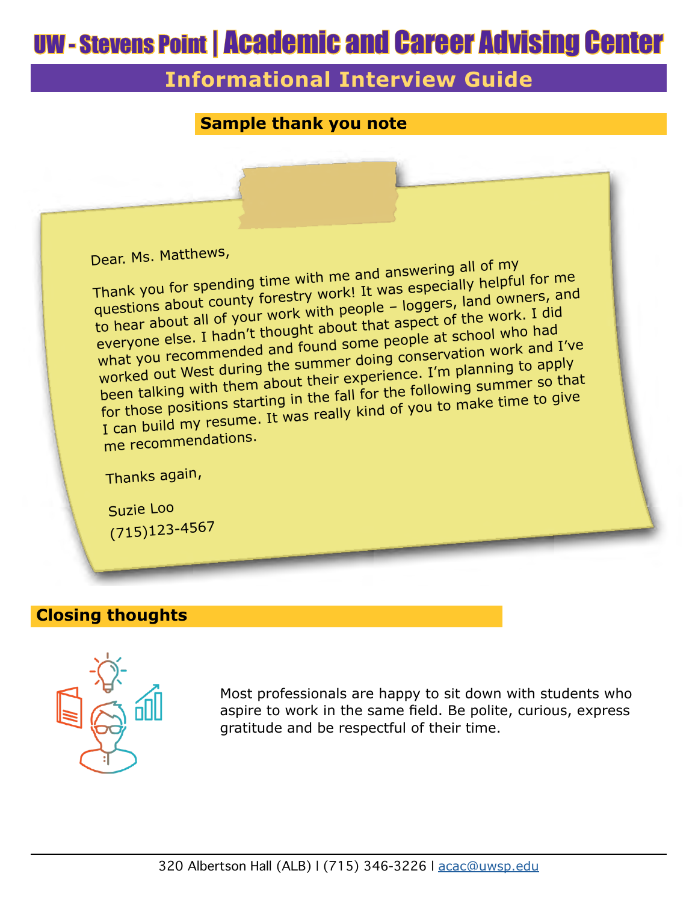# UW - Stevens Point | Academic and Career Advising Center

## Informational Interview Guide

### Sample thank you note

Dear. Ms. Matthews,

Thank you for spending time with me and answering all of my questions about county forestry work! It was especially helpful for me to hear about all of your work with people – loggers, land owners, and everyone else. I hadn't thought about that aspect of the work. I did what you recommended and found some people at school who had worked out West during the summer doing conservation work and I've been talking with them about their experience. I'm planning to apply for those positions starting in the fall for the following summer so that I can build my resume. It was really kind of you to make time to give me recommendations.

Thanks again,

Suzie Loo
(715)123-4567

### Closing thoughts

Most professionals are happy to sit down with students who aspire to work in the same field. Be polite, curious, express gratitude and be respectful of their time.

320 Albertson Hall (ALB) | (715) 346-3226 | acac@uwsp.edu